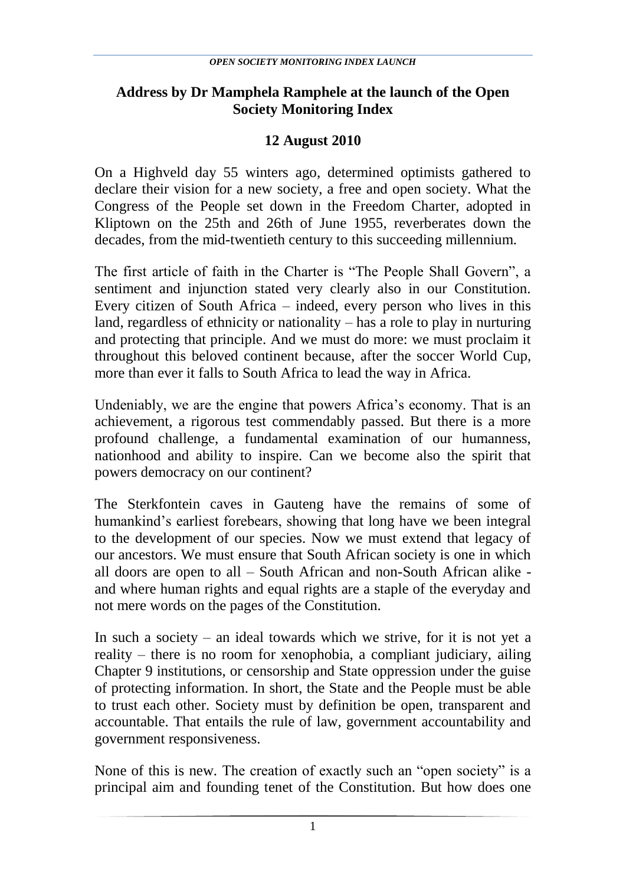**Address by Dr Mamphela Ramphele at the launch of the Open Society Monitoring Index**

**12 August 2010**

On a Highveld day 55 winters ago, determined optimists gathered to declare their vision for a new society, a free and open society. What the Congress of the People set down in the Freedom Charter, adopted in Kliptown on the 25th and 26th of June 1955, reverberates down the decades, from the mid-twentieth century to this succeeding millennium.

The first article of faith in the Charter is "The People Shall Govern", a sentiment and injunction stated very clearly also in our Constitution. Every citizen of South Africa – indeed, every person who lives in this land, regardless of ethnicity or nationality – has a role to play in nurturing and protecting that principle. And we must do more: we must proclaim it throughout this beloved continent because, after the soccer World Cup, more than ever it falls to South Africa to lead the way in Africa.

Undeniably, we are the engine that powers Africa's economy. That is an achievement, a rigorous test commendably passed. But there is a more profound challenge, a fundamental examination of our humanness, nationhood and ability to inspire. Can we become also the spirit that powers democracy on our continent?

The Sterkfontein caves in Gauteng have the remains of some of humankind's earliest forebears, showing that long have we been integral to the development of our species. Now we must extend that legacy of our ancestors. We must ensure that South African society is one in which all doors are open to all – South African and non-South African alike - and where human rights and equal rights are a staple of the everyday and not mere words on the pages of the Constitution.

In such a society – an ideal towards which we strive, for it is not yet a reality – there is no room for xenophobia, a compliant judiciary, ailing Chapter 9 institutions, or censorship and State oppression under the guise of protecting information. In short, the State and the People must be able to trust each other. Society must by definition be open, transparent and accountable. That entails the rule of law, government accountability and government responsiveness.

None of this is new. The creation of exactly such an "open society" is a principal aim and founding tenet of the Constitution. But how does one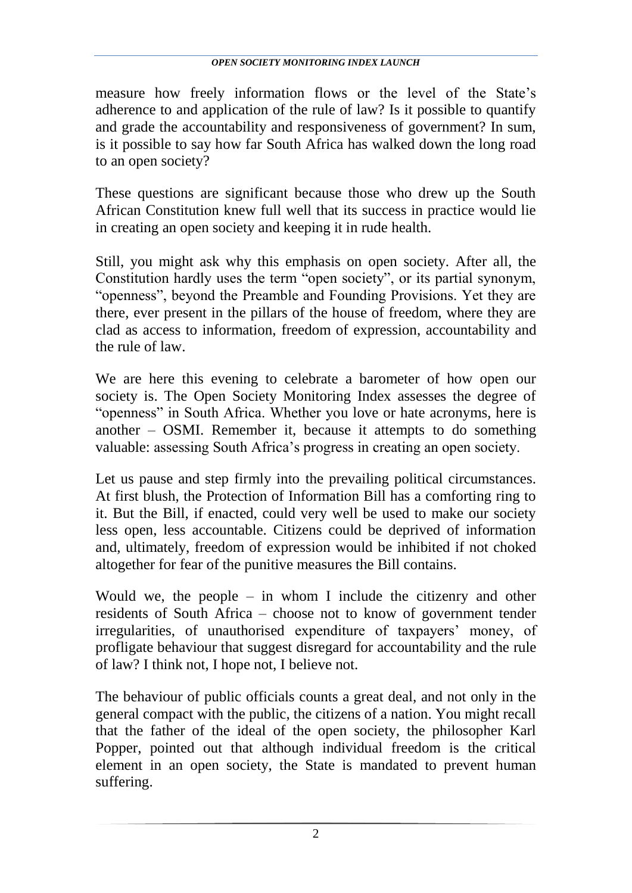measure how freely information flows or the level of the State's adherence to and application of the rule of law? Is it possible to quantify and grade the accountability and responsiveness of government? In sum, is it possible to say how far South Africa has walked down the long road to an open society?

These questions are significant because those who drew up the South African Constitution knew full well that its success in practice would lie in creating an open society and keeping it in rude health.

Still, you might ask why this emphasis on open society. After all, the Constitution hardly uses the term "open society", or its partial synonym, "openness", beyond the Preamble and Founding Provisions. Yet they are there, ever present in the pillars of the house of freedom, where they are clad as access to information, freedom of expression, accountability and the rule of law.

We are here this evening to celebrate a barometer of how open our society is. The Open Society Monitoring Index assesses the degree of "openness" in South Africa. Whether you love or hate acronyms, here is another – OSMI. Remember it, because it attempts to do something valuable: assessing South Africa's progress in creating an open society.

Let us pause and step firmly into the prevailing political circumstances. At first blush, the Protection of Information Bill has a comforting ring to it. But the Bill, if enacted, could very well be used to make our society less open, less accountable. Citizens could be deprived of information and, ultimately, freedom of expression would be inhibited if not choked altogether for fear of the punitive measures the Bill contains.

Would we, the people – in whom I include the citizenry and other residents of South Africa – choose not to know of government tender irregularities, of unauthorised expenditure of taxpayers' money, of profligate behaviour that suggest disregard for accountability and the rule of law? I think not, I hope not, I believe not.

The behaviour of public officials counts a great deal, and not only in the general compact with the public, the citizens of a nation. You might recall that the father of the ideal of the open society, the philosopher Karl Popper, pointed out that although individual freedom is the critical element in an open society, the State is mandated to prevent human suffering.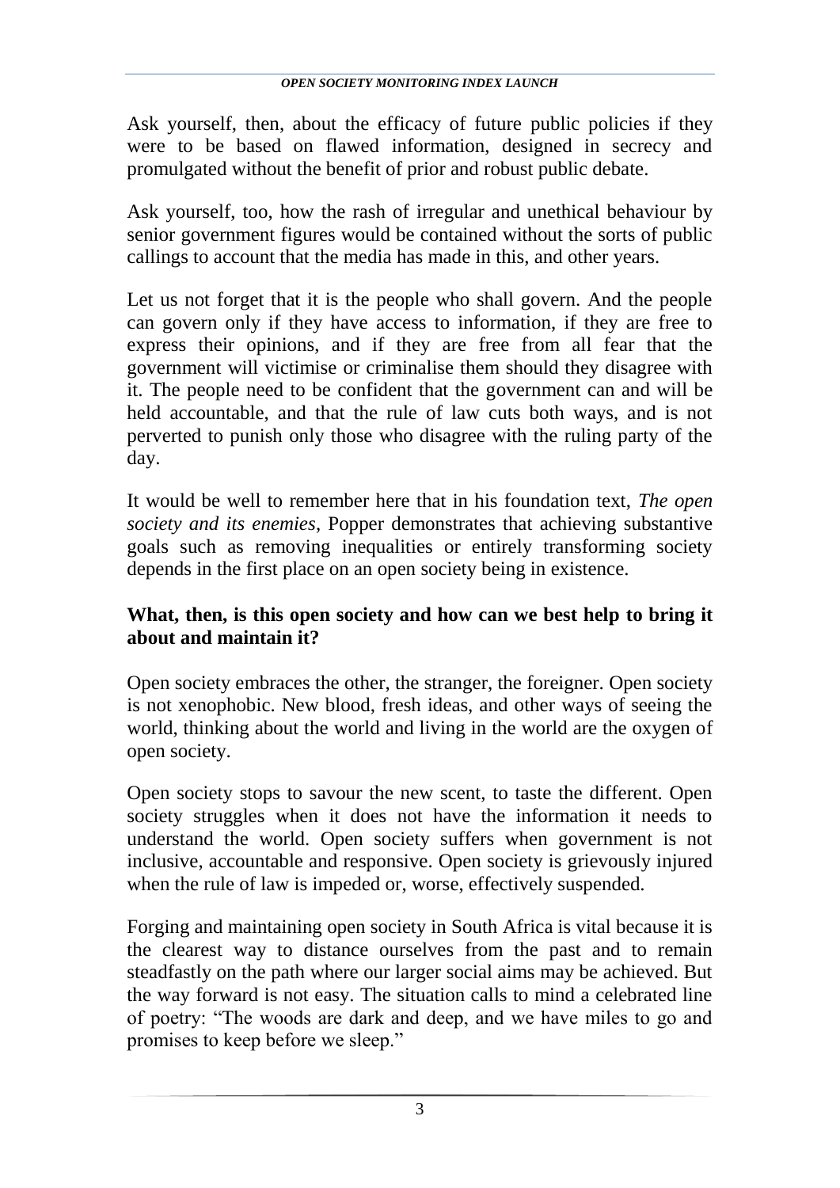Ask yourself, then, about the efficacy of future public policies if they were to be based on flawed information, designed in secrecy and promulgated without the benefit of prior and robust public debate.

Ask yourself, too, how the rash of irregular and unethical behaviour by senior government figures would be contained without the sorts of public callings to account that the media has made in this, and other years.

Let us not forget that it is the people who shall govern. And the people can govern only if they have access to information, if they are free to express their opinions, and if they are free from all fear that the government will victimise or criminalise them should they disagree with it. The people need to be confident that the government can and will be held accountable, and that the rule of law cuts both ways, and is not perverted to punish only those who disagree with the ruling party of the day.

It would be well to remember here that in his foundation text, *The open society and its enemies*, Popper demonstrates that achieving substantive goals such as removing inequalities or entirely transforming society depends in the first place on an open society being in existence.

**What, then, is this open society and how can we best help to bring it about and maintain it?**

Open society embraces the other, the stranger, the foreigner. Open society is not xenophobic. New blood, fresh ideas, and other ways of seeing the world, thinking about the world and living in the world are the oxygen of open society.

Open society stops to savour the new scent, to taste the different. Open society struggles when it does not have the information it needs to understand the world. Open society suffers when government is not inclusive, accountable and responsive. Open society is grievously injured when the rule of law is impeded or, worse, effectively suspended.

Forging and maintaining open society in South Africa is vital because it is the clearest way to distance ourselves from the past and to remain steadfastly on the path where our larger social aims may be achieved. But the way forward is not easy. The situation calls to mind a celebrated line of poetry: "The woods are dark and deep, and we have miles to go and promises to keep before we sleep."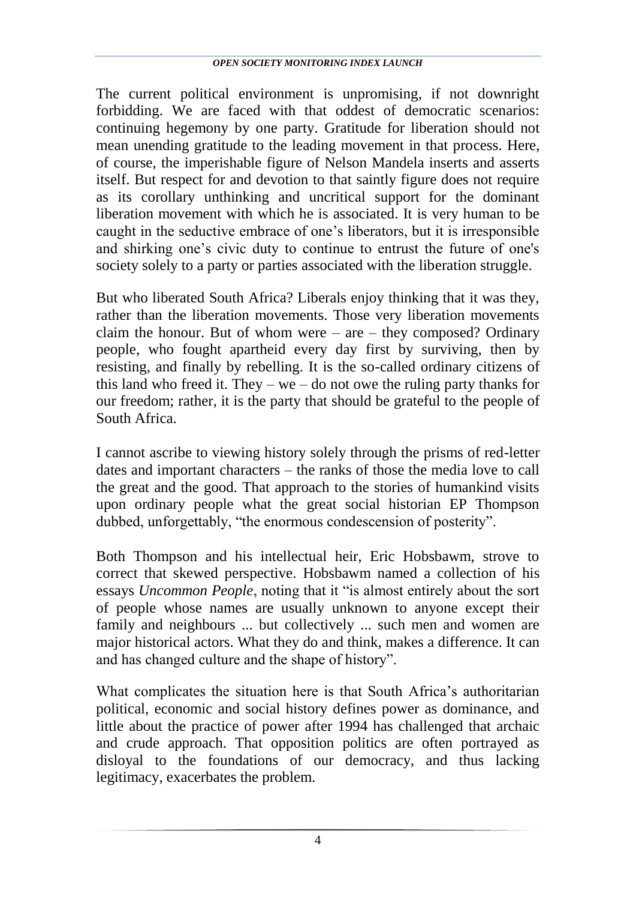The current political environment is unpromising, if not downright forbidding. We are faced with that oddest of democratic scenarios: continuing hegemony by one party. Gratitude for liberation should not mean unending gratitude to the leading movement in that process. Here, of course, the imperishable figure of Nelson Mandela inserts and asserts itself. But respect for and devotion to that saintly figure does not require as its corollary unthinking and uncritical support for the dominant liberation movement with which he is associated. It is very human to be caught in the seductive embrace of one's liberators, but it is irresponsible and shirking one's civic duty to continue to entrust the future of one's society solely to a party or parties associated with the liberation struggle.

But who liberated South Africa? Liberals enjoy thinking that it was they, rather than the liberation movements. Those very liberation movements claim the honour. But of whom were – are – they composed? Ordinary people, who fought apartheid every day first by surviving, then by resisting, and finally by rebelling. It is the so-called ordinary citizens of this land who freed it. They – we – do not owe the ruling party thanks for our freedom; rather, it is the party that should be grateful to the people of South Africa.

I cannot ascribe to viewing history solely through the prisms of red-letter dates and important characters – the ranks of those the media love to call the great and the good. That approach to the stories of humankind visits upon ordinary people what the great social historian EP Thompson dubbed, unforgettably, "the enormous condescension of posterity".

Both Thompson and his intellectual heir, Eric Hobsbawm, strove to correct that skewed perspective. Hobsbawm named a collection of his essays *Uncommon People*, noting that it "is almost entirely about the sort of people whose names are usually unknown to anyone except their family and neighbours ... but collectively ... such men and women are major historical actors. What they do and think, makes a difference. It can and has changed culture and the shape of history".

What complicates the situation here is that South Africa's authoritarian political, economic and social history defines power as dominance, and little about the practice of power after 1994 has challenged that archaic and crude approach. That opposition politics are often portrayed as disloyal to the foundations of our democracy, and thus lacking legitimacy, exacerbates the problem.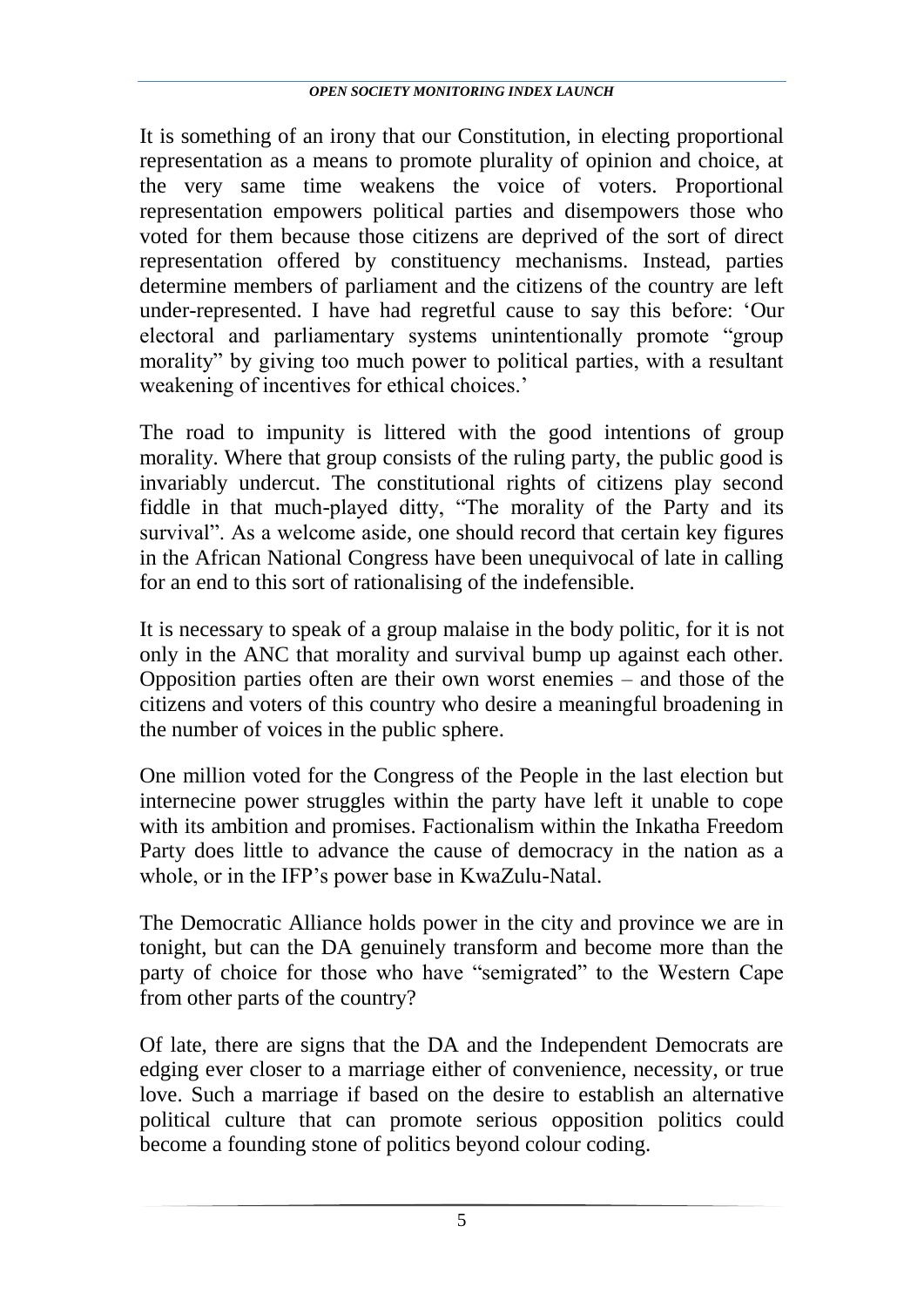It is something of an irony that our Constitution, in electing proportional representation as a means to promote plurality of opinion and choice, at the very same time weakens the voice of voters. Proportional representation empowers political parties and disempowers those who voted for them because those citizens are deprived of the sort of direct representation offered by constituency mechanisms. Instead, parties determine members of parliament and the citizens of the country are left under-represented. I have had regretful cause to say this before: 'Our electoral and parliamentary systems unintentionally promote "group morality" by giving too much power to political parties, with a resultant weakening of incentives for ethical choices.'

The road to impunity is littered with the good intentions of group morality. Where that group consists of the ruling party, the public good is invariably undercut. The constitutional rights of citizens play second fiddle in that much-played ditty, "The morality of the Party and its survival". As a welcome aside, one should record that certain key figures in the African National Congress have been unequivocal of late in calling for an end to this sort of rationalising of the indefensible.

It is necessary to speak of a group malaise in the body politic, for it is not only in the ANC that morality and survival bump up against each other. Opposition parties often are their own worst enemies – and those of the citizens and voters of this country who desire a meaningful broadening in the number of voices in the public sphere.

One million voted for the Congress of the People in the last election but internecine power struggles within the party have left it unable to cope with its ambition and promises. Factionalism within the Inkatha Freedom Party does little to advance the cause of democracy in the nation as a whole, or in the IFP's power base in KwaZulu-Natal.

The Democratic Alliance holds power in the city and province we are in tonight, but can the DA genuinely transform and become more than the party of choice for those who have "semigrated" to the Western Cape from other parts of the country?

Of late, there are signs that the DA and the Independent Democrats are edging ever closer to a marriage either of convenience, necessity, or true love. Such a marriage if based on the desire to establish an alternative political culture that can promote serious opposition politics could become a founding stone of politics beyond colour coding.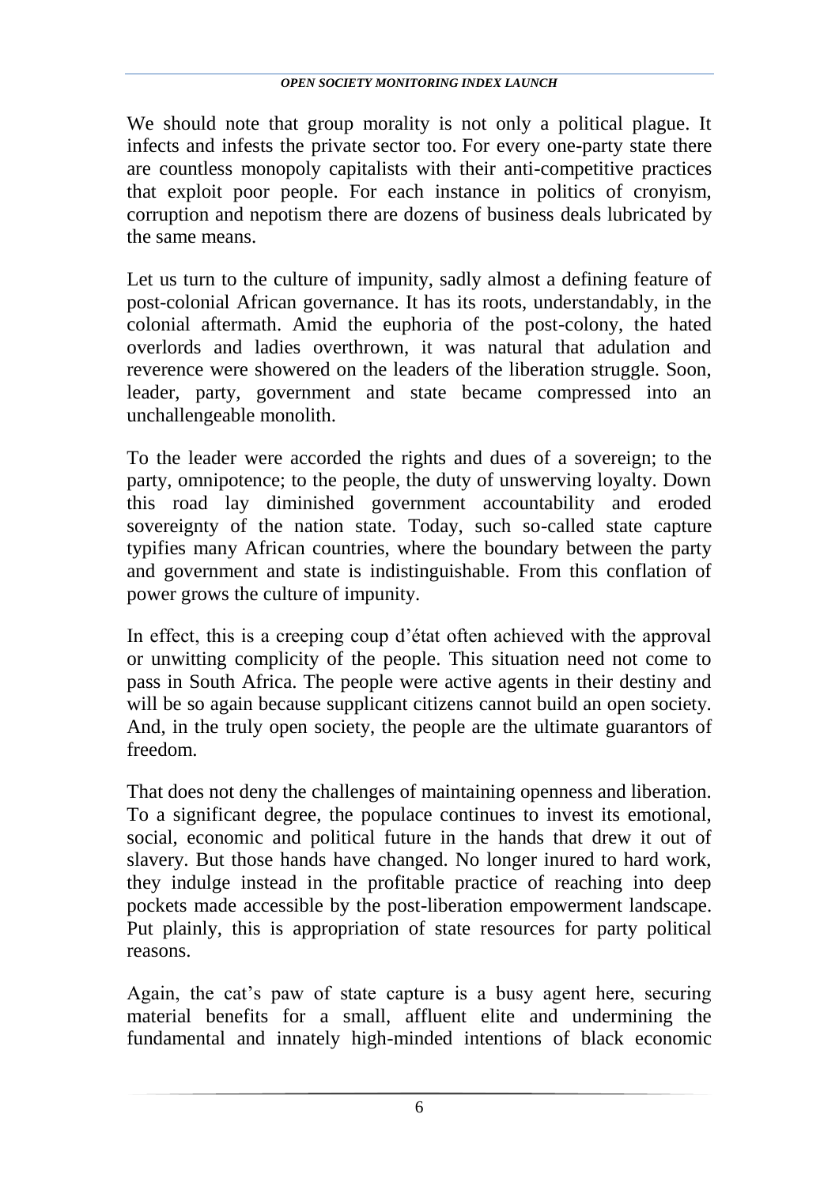We should note that group morality is not only a political plague. It infects and infests the private sector too. For every one-party state there are countless monopoly capitalists with their anti-competitive practices that exploit poor people. For each instance in politics of cronyism, corruption and nepotism there are dozens of business deals lubricated by the same means.

Let us turn to the culture of impunity, sadly almost a defining feature of post-colonial African governance. It has its roots, understandably, in the colonial aftermath. Amid the euphoria of the post-colony, the hated overlords and ladies overthrown, it was natural that adulation and reverence were showered on the leaders of the liberation struggle. Soon, leader, party, government and state became compressed into an unchallengeable monolith.

To the leader were accorded the rights and dues of a sovereign; to the party, omnipotence; to the people, the duty of unswerving loyalty. Down this road lay diminished government accountability and eroded sovereignty of the nation state. Today, such so-called state capture typifies many African countries, where the boundary between the party and government and state is indistinguishable. From this conflation of power grows the culture of impunity.

In effect, this is a creeping coup d'état often achieved with the approval or unwitting complicity of the people. This situation need not come to pass in South Africa. The people were active agents in their destiny and will be so again because supplicant citizens cannot build an open society. And, in the truly open society, the people are the ultimate guarantors of freedom.

That does not deny the challenges of maintaining openness and liberation. To a significant degree, the populace continues to invest its emotional, social, economic and political future in the hands that drew it out of slavery. But those hands have changed. No longer inured to hard work, they indulge instead in the profitable practice of reaching into deep pockets made accessible by the post-liberation empowerment landscape. Put plainly, this is appropriation of state resources for party political reasons.

Again, the cat's paw of state capture is a busy agent here, securing material benefits for a small, affluent elite and undermining the fundamental and innately high-minded intentions of black economic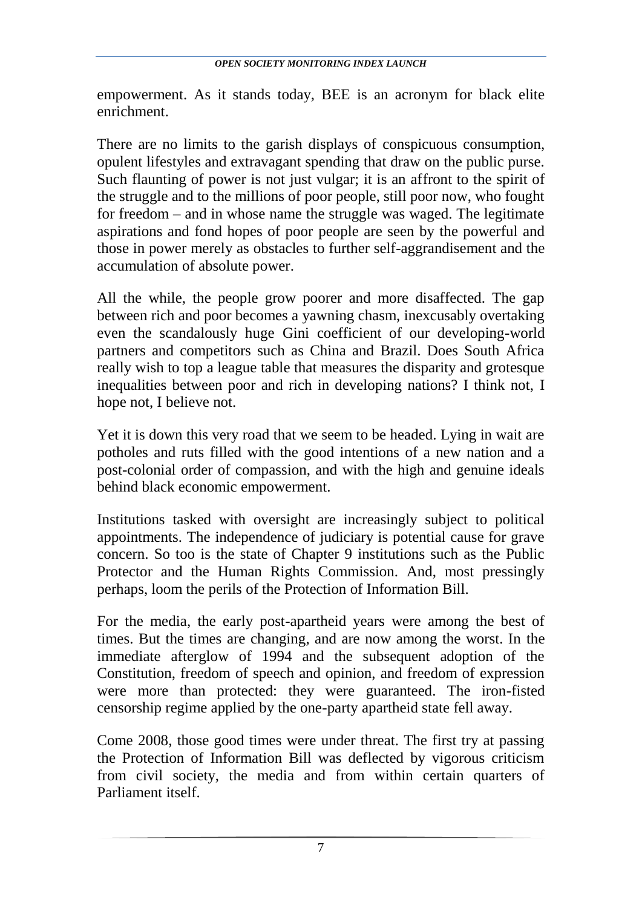empowerment. As it stands today, BEE is an acronym for black elite enrichment.

There are no limits to the garish displays of conspicuous consumption, opulent lifestyles and extravagant spending that draw on the public purse. Such flaunting of power is not just vulgar; it is an affront to the spirit of the struggle and to the millions of poor people, still poor now, who fought for freedom – and in whose name the struggle was waged. The legitimate aspirations and fond hopes of poor people are seen by the powerful and those in power merely as obstacles to further self-aggrandisement and the accumulation of absolute power.

All the while, the people grow poorer and more disaffected. The gap between rich and poor becomes a yawning chasm, inexcusably overtaking even the scandalously huge Gini coefficient of our developing-world partners and competitors such as China and Brazil. Does South Africa really wish to top a league table that measures the disparity and grotesque inequalities between poor and rich in developing nations? I think not, I hope not, I believe not.

Yet it is down this very road that we seem to be headed. Lying in wait are potholes and ruts filled with the good intentions of a new nation and a post-colonial order of compassion, and with the high and genuine ideals behind black economic empowerment.

Institutions tasked with oversight are increasingly subject to political appointments. The independence of judiciary is potential cause for grave concern. So too is the state of Chapter 9 institutions such as the Public Protector and the Human Rights Commission. And, most pressingly perhaps, loom the perils of the Protection of Information Bill.

For the media, the early post-apartheid years were among the best of times. But the times are changing, and are now among the worst. In the immediate afterglow of 1994 and the subsequent adoption of the Constitution, freedom of speech and opinion, and freedom of expression were more than protected: they were guaranteed. The iron-fisted censorship regime applied by the one-party apartheid state fell away.

Come 2008, those good times were under threat. The first try at passing the Protection of Information Bill was deflected by vigorous criticism from civil society, the media and from within certain quarters of Parliament itself.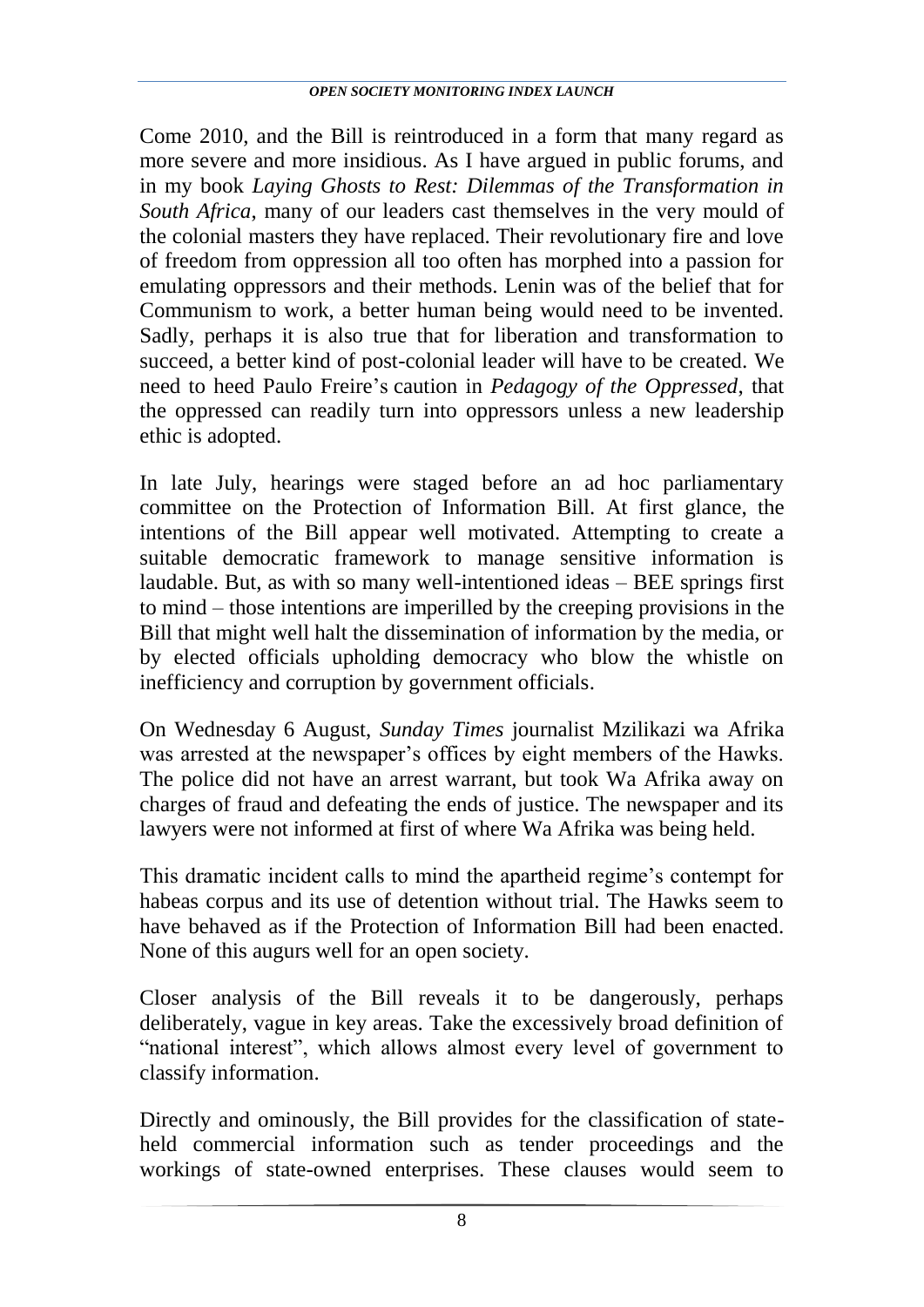Come 2010, and the Bill is reintroduced in a form that many regard as more severe and more insidious. As I have argued in public forums, and in my book *Laying Ghosts to Rest: Dilemmas of the Transformation in South Africa*, many of our leaders cast themselves in the very mould of the colonial masters they have replaced. Their revolutionary fire and love of freedom from oppression all too often has morphed into a passion for emulating oppressors and their methods. Lenin was of the belief that for Communism to work, a better human being would need to be invented. Sadly, perhaps it is also true that for liberation and transformation to succeed, a better kind of post-colonial leader will have to be created. We need to heed Paulo Freire's caution in *Pedagogy of the Oppressed*, that the oppressed can readily turn into oppressors unless a new leadership ethic is adopted.

In late July, hearings were staged before an ad hoc parliamentary committee on the Protection of Information Bill. At first glance, the intentions of the Bill appear well motivated. Attempting to create a suitable democratic framework to manage sensitive information is laudable. But, as with so many well-intentioned ideas – BEE springs first to mind – those intentions are imperilled by the creeping provisions in the Bill that might well halt the dissemination of information by the media, or by elected officials upholding democracy who blow the whistle on inefficiency and corruption by government officials.

On Wednesday 6 August, *Sunday Times* journalist Mzilikazi wa Afrika was arrested at the newspaper's offices by eight members of the Hawks. The police did not have an arrest warrant, but took Wa Afrika away on charges of fraud and defeating the ends of justice. The newspaper and its lawyers were not informed at first of where Wa Afrika was being held.

This dramatic incident calls to mind the apartheid regime's contempt for habeas corpus and its use of detention without trial. The Hawks seem to have behaved as if the Protection of Information Bill had been enacted. None of this augurs well for an open society.

Closer analysis of the Bill reveals it to be dangerously, perhaps deliberately, vague in key areas. Take the excessively broad definition of "national interest", which allows almost every level of government to classify information.

Directly and ominously, the Bill provides for the classification of state-held commercial information such as tender proceedings and the workings of state-owned enterprises. These clauses would seem to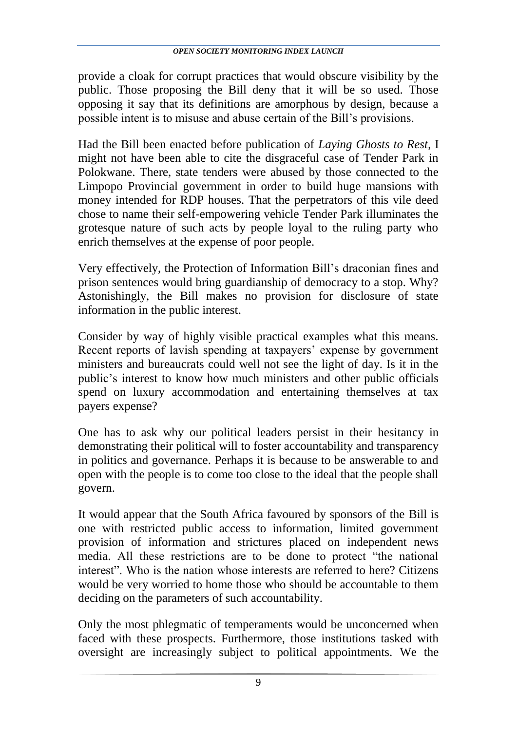provide a cloak for corrupt practices that would obscure visibility by the public. Those proposing the Bill deny that it will be so used. Those opposing it say that its definitions are amorphous by design, because a possible intent is to misuse and abuse certain of the Bill's provisions.

Had the Bill been enacted before publication of *Laying Ghosts to Rest*, I might not have been able to cite the disgraceful case of Tender Park in Polokwane. There, state tenders were abused by those connected to the Limpopo Provincial government in order to build huge mansions with money intended for RDP houses. That the perpetrators of this vile deed chose to name their self-empowering vehicle Tender Park illuminates the grotesque nature of such acts by people loyal to the ruling party who enrich themselves at the expense of poor people.

Very effectively, the Protection of Information Bill's draconian fines and prison sentences would bring guardianship of democracy to a stop. Why? Astonishingly, the Bill makes no provision for disclosure of state information in the public interest.

Consider by way of highly visible practical examples what this means. Recent reports of lavish spending at taxpayers' expense by government ministers and bureaucrats could well not see the light of day. Is it in the public's interest to know how much ministers and other public officials spend on luxury accommodation and entertaining themselves at tax payers expense?

One has to ask why our political leaders persist in their hesitancy in demonstrating their political will to foster accountability and transparency in politics and governance. Perhaps it is because to be answerable to and open with the people is to come too close to the ideal that the people shall govern.

It would appear that the South Africa favoured by sponsors of the Bill is one with restricted public access to information, limited government provision of information and strictures placed on independent news media. All these restrictions are to be done to protect "the national interest". Who is the nation whose interests are referred to here? Citizens would be very worried to home those who should be accountable to them deciding on the parameters of such accountability.

Only the most phlegmatic of temperaments would be unconcerned when faced with these prospects. Furthermore, those institutions tasked with oversight are increasingly subject to political appointments. We the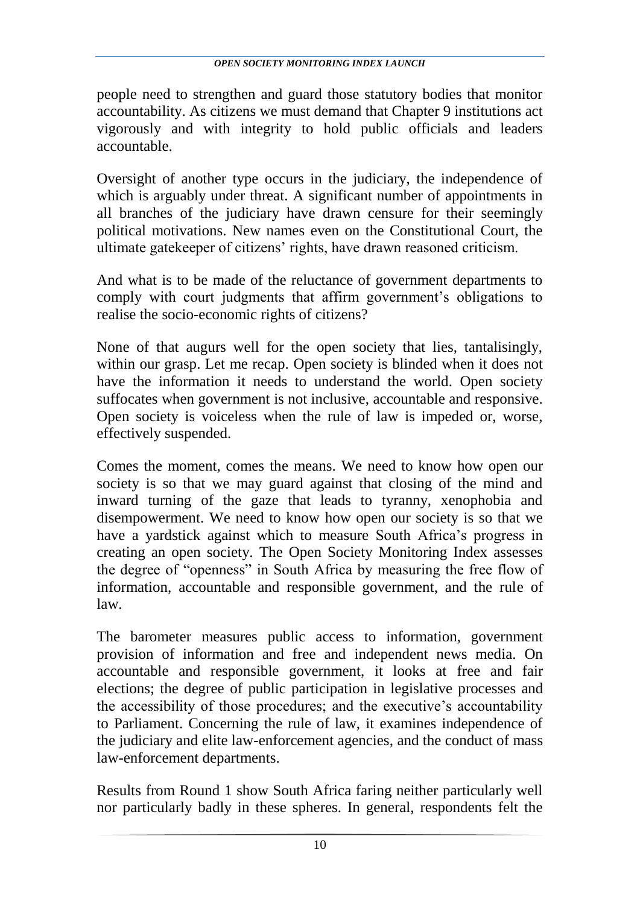people need to strengthen and guard those statutory bodies that monitor accountability. As citizens we must demand that Chapter 9 institutions act vigorously and with integrity to hold public officials and leaders accountable.

Oversight of another type occurs in the judiciary, the independence of which is arguably under threat. A significant number of appointments in all branches of the judiciary have drawn censure for their seemingly political motivations. New names even on the Constitutional Court, the ultimate gatekeeper of citizens' rights, have drawn reasoned criticism.

And what is to be made of the reluctance of government departments to comply with court judgments that affirm government's obligations to realise the socio-economic rights of citizens?

None of that augurs well for the open society that lies, tantalisingly, within our grasp. Let me recap. Open society is blinded when it does not have the information it needs to understand the world. Open society suffocates when government is not inclusive, accountable and responsive. Open society is voiceless when the rule of law is impeded or, worse, effectively suspended.

Comes the moment, comes the means. We need to know how open our society is so that we may guard against that closing of the mind and inward turning of the gaze that leads to tyranny, xenophobia and disempowerment. We need to know how open our society is so that we have a yardstick against which to measure South Africa's progress in creating an open society. The Open Society Monitoring Index assesses the degree of "openness" in South Africa by measuring the free flow of information, accountable and responsible government, and the rule of law.

The barometer measures public access to information, government provision of information and free and independent news media. On accountable and responsible government, it looks at free and fair elections; the degree of public participation in legislative processes and the accessibility of those procedures; and the executive's accountability to Parliament. Concerning the rule of law, it examines independence of the judiciary and elite law-enforcement agencies, and the conduct of mass law-enforcement departments.

Results from Round 1 show South Africa faring neither particularly well nor particularly badly in these spheres. In general, respondents felt the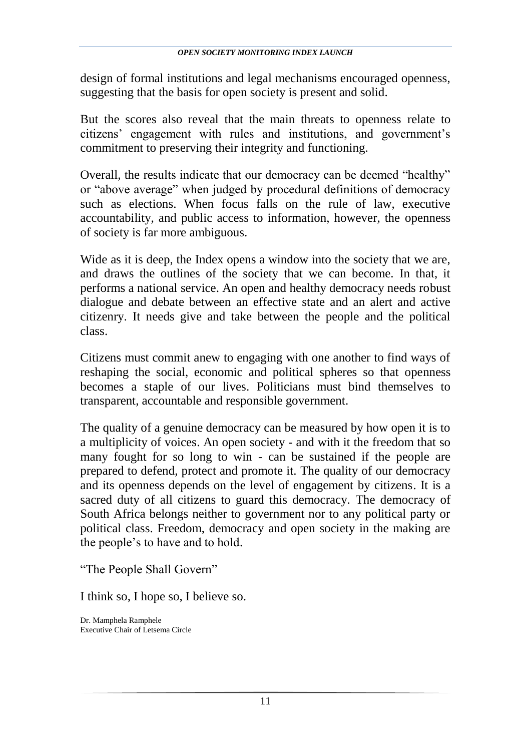design of formal institutions and legal mechanisms encouraged openness, suggesting that the basis for open society is present and solid.

But the scores also reveal that the main threats to openness relate to citizens' engagement with rules and institutions, and government's commitment to preserving their integrity and functioning.

Overall, the results indicate that our democracy can be deemed "healthy" or "above average" when judged by procedural definitions of democracy such as elections. When focus falls on the rule of law, executive accountability, and public access to information, however, the openness of society is far more ambiguous.

Wide as it is deep, the Index opens a window into the society that we are, and draws the outlines of the society that we can become. In that, it performs a national service. An open and healthy democracy needs robust dialogue and debate between an effective state and an alert and active citizenry. It needs give and take between the people and the political class.

Citizens must commit anew to engaging with one another to find ways of reshaping the social, economic and political spheres so that openness becomes a staple of our lives. Politicians must bind themselves to transparent, accountable and responsible government.

The quality of a genuine democracy can be measured by how open it is to a multiplicity of voices. An open society - and with it the freedom that so many fought for so long to win - can be sustained if the people are prepared to defend, protect and promote it. The quality of our democracy and its openness depends on the level of engagement by citizens. It is a sacred duty of all citizens to guard this democracy. The democracy of South Africa belongs neither to government nor to any political party or political class. Freedom, democracy and open society in the making are the people's to have and to hold.

"The People Shall Govern"

I think so, I hope so, I believe so.

Dr. Mamphela Ramphele
Executive Chair of Letsema Circle